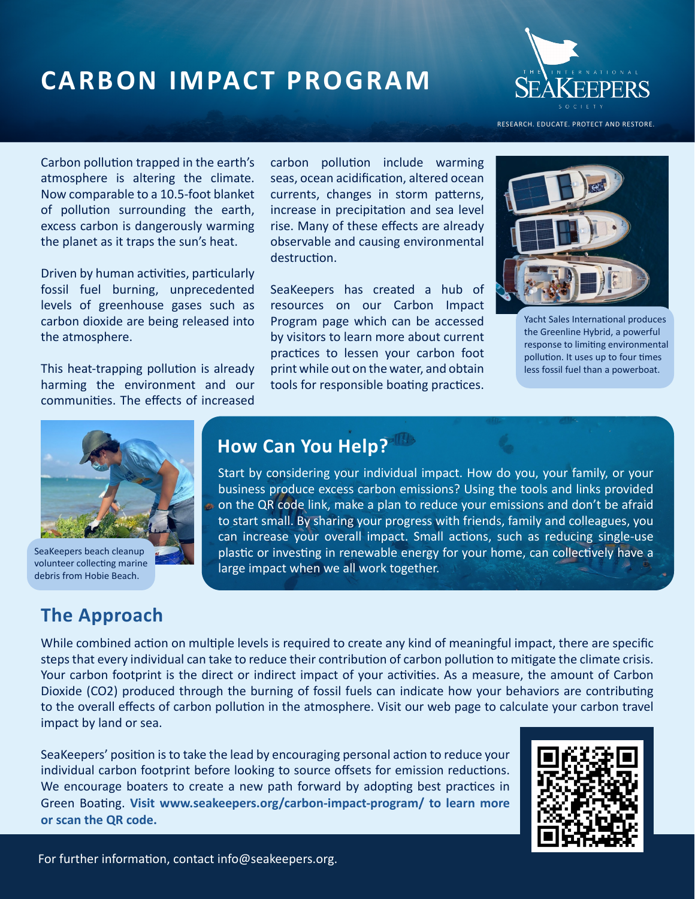# CARBON IMPACT PROGRAM

THE INTERNATIONAL SEAKEEPERS SOCIETY

RESEARCH. EDUCATE. PROTECT AND RESTORE.

Carbon pollution trapped in the earth's atmosphere is altering the climate. Now comparable to a 10.5-foot blanket of pollution surrounding the earth, excess carbon is dangerously warming the planet as it traps the sun's heat.

Driven by human activities, particularly fossil fuel burning, unprecedented levels of greenhouse gases such as carbon dioxide are being released into the atmosphere.

This heat-trapping pollution is already harming the environment and our communities. The effects of increased carbon pollution include warming seas, ocean acidification, altered ocean currents, changes in storm patterns, increase in precipitation and sea level rise. Many of these effects are already observable and causing environmental destruction.

SeaKeepers has created a hub of resources on our Carbon Impact Program page which can be accessed by visitors to learn more about current practices to lessen your carbon foot print while out on the water, and obtain tools for responsible boating practices.

Yacht Sales International produces the Greenline Hybrid, a powerful response to limiting environmental pollution. It uses up to four times less fossil fuel than a powerboat.

SeaKeepers beach cleanup volunteer collecting marine debris from Hobie Beach.

## How Can You Help?

Start by considering your individual impact. How do you, your family, or your business produce excess carbon emissions? Using the tools and links provided on the QR code link, make a plan to reduce your emissions and don't be afraid to start small. By sharing your progress with friends, family and colleagues, you can increase your overall impact. Small actions, such as reducing single-use plastic or investing in renewable energy for your home, can collectively have a large impact when we all work together.

## The Approach

While combined action on multiple levels is required to create any kind of meaningful impact, there are specific steps that every individual can take to reduce their contribution of carbon pollution to mitigate the climate crisis. Your carbon footprint is the direct or indirect impact of your activities. As a measure, the amount of Carbon Dioxide ($CO_2$) produced through the burning of fossil fuels can indicate how your behaviors are contributing to the overall effects of carbon pollution in the atmosphere. Visit our web page to calculate your carbon travel impact by land or sea.

SeaKeepers' position is to take the lead by encouraging personal action to reduce your individual carbon footprint before looking to source offsets for emission reductions. We encourage boaters to create a new path forward by adopting best practices in Green Boating. **Visit www.seakeepers.org/carbon-impact-program/ to learn more or scan the QR code.**

For further information, contact info@seakeepers.org.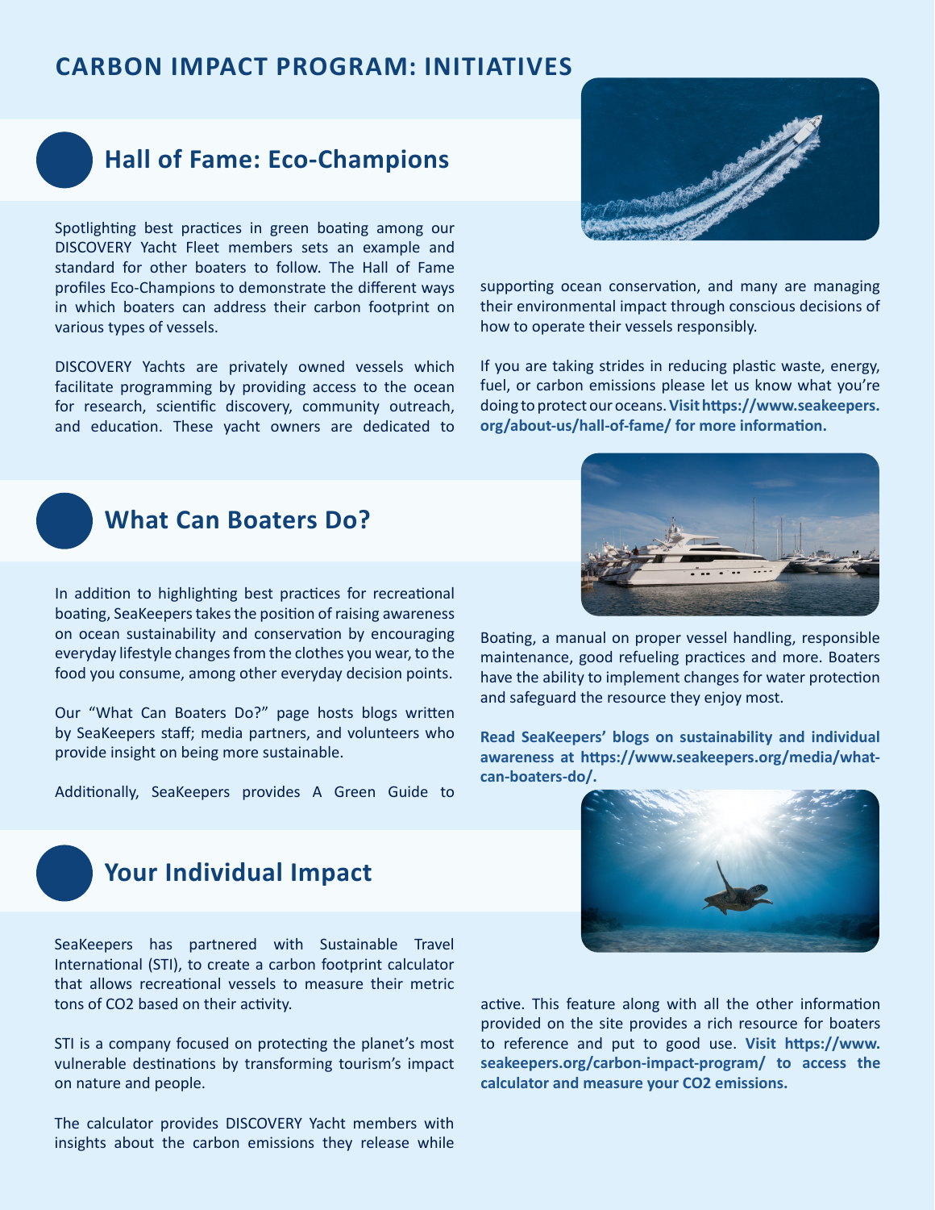# CARBON IMPACT PROGRAM: INITIATIVES

## Hall of Fame: Eco-Champions

Spotlighting best practices in green boating among our DISCOVERY Yacht Fleet members sets an example and standard for other boaters to follow. The Hall of Fame profiles Eco-Champions to demonstrate the different ways in which boaters can address their carbon footprint on various types of vessels.

DISCOVERY Yachts are privately owned vessels which facilitate programming by providing access to the ocean for research, scientific discovery, community outreach, and education. These yacht owners are dedicated to supporting ocean conservation, and many are managing their environmental impact through conscious decisions of how to operate their vessels responsibly.

If you are taking strides in reducing plastic waste, energy, fuel, or carbon emissions please let us know what you're doing to protect our oceans. **Visit https://www.seakeepers.org/about-us/hall-of-fame/ for more information.**

## What Can Boaters Do?

In addition to highlighting best practices for recreational boating, SeaKeepers takes the position of raising awareness on ocean sustainability and conservation by encouraging everyday lifestyle changes from the clothes you wear, to the food you consume, among other everyday decision points.

Our "What Can Boaters Do?" page hosts blogs written by SeaKeepers staff; media partners, and volunteers who provide insight on being more sustainable.

Additionally, SeaKeepers provides A Green Guide to Boating, a manual on proper vessel handling, responsible maintenance, good refueling practices and more. Boaters have the ability to implement changes for water protection and safeguard the resource they enjoy most.

**Read SeaKeepers' blogs on sustainability and individual awareness at https://www.seakeepers.org/media/what-can-boaters-do/.**

## Your Individual Impact

SeaKeepers has partnered with Sustainable Travel International (STI), to create a carbon footprint calculator that allows recreational vessels to measure their metric tons of $CO_2$ based on their activity.

STI is a company focused on protecting the planet's most vulnerable destinations by transforming tourism's impact on nature and people.

The calculator provides DISCOVERY Yacht members with insights about the carbon emissions they release while active. This feature along with all the other information provided on the site provides a rich resource for boaters to reference and put to good use. **Visit https://www.seakeepers.org/carbon-impact-program/ to access the calculator and measure your $CO_2$ emissions.**